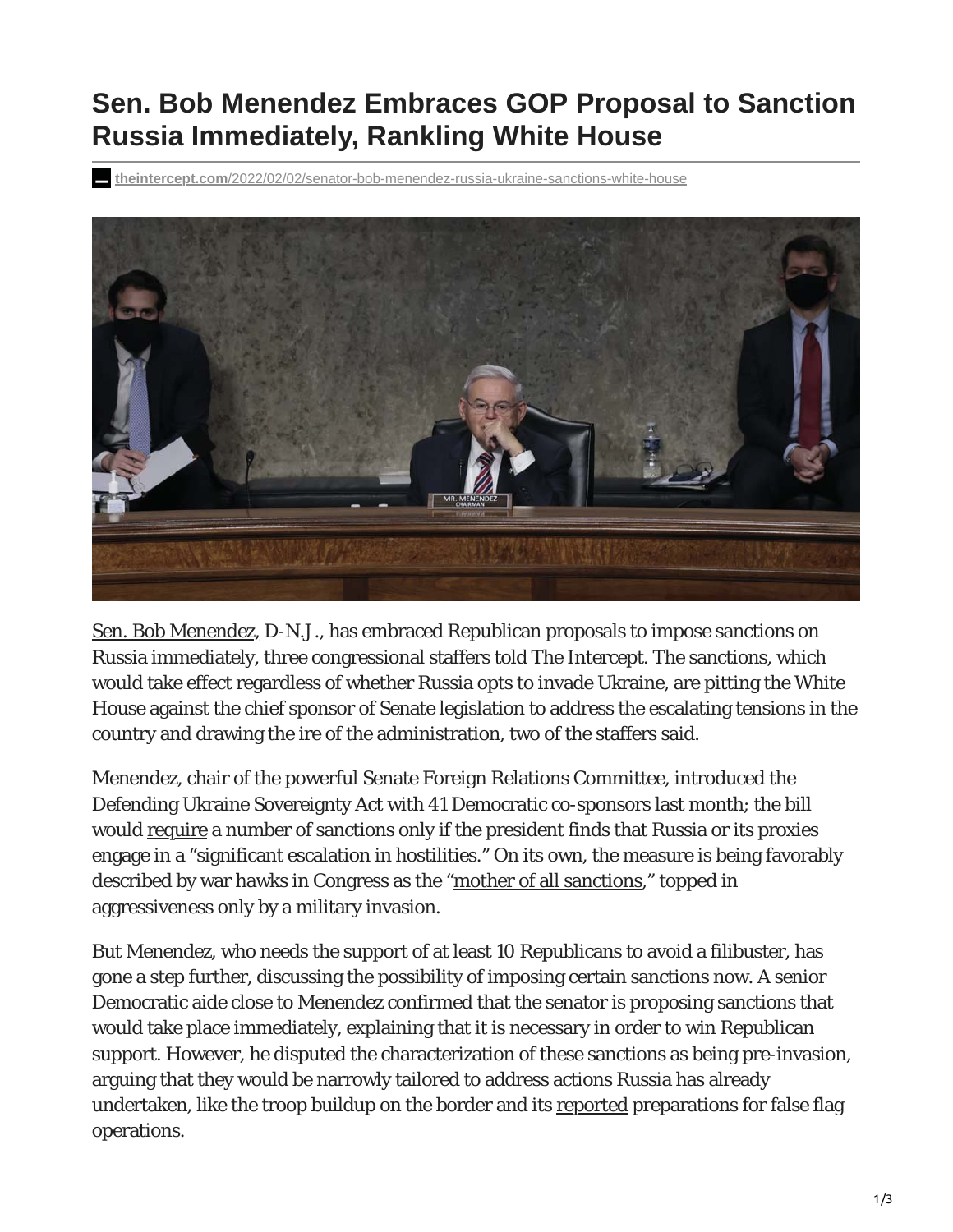# Sen. Bob Menendez Embraces GOP Proposal to Sanction Russia Immediately, Rankling White House

theintercept.com/2022/02/02/senator-bob-menendez-russia-ukraine-sanctions-white-house

Sen. Bob Menendez, D-N.J., has embraced Republican proposals to impose sanctions on Russia immediately, three congressional staffers told The Intercept. The sanctions, which would take effect regardless of whether Russia opts to invade Ukraine, are pitting the White House against the chief sponsor of Senate legislation to address the escalating tensions in the country and drawing the ire of the administration, two of the staffers said.

Menendez, chair of the powerful Senate Foreign Relations Committee, introduced the Defending Ukraine Sovereignty Act with 41 Democratic co-sponsors last month; the bill would require a number of sanctions only if the president finds that Russia or its proxies engage in a "significant escalation in hostilities." On its own, the measure is being favorably described by war hawks in Congress as the "mother of all sanctions," topped in aggressiveness only by a military invasion.

But Menendez, who needs the support of at least 10 Republicans to avoid a filibuster, has gone a step further, discussing the possibility of imposing certain sanctions now. A senior Democratic aide close to Menendez confirmed that the senator is proposing sanctions that would take place immediately, explaining that it is necessary in order to win Republican support. However, he disputed the characterization of these sanctions as being pre-invasion, arguing that they would be narrowly tailored to address actions Russia has already undertaken, like the troop buildup on the border and its reported preparations for false flag operations.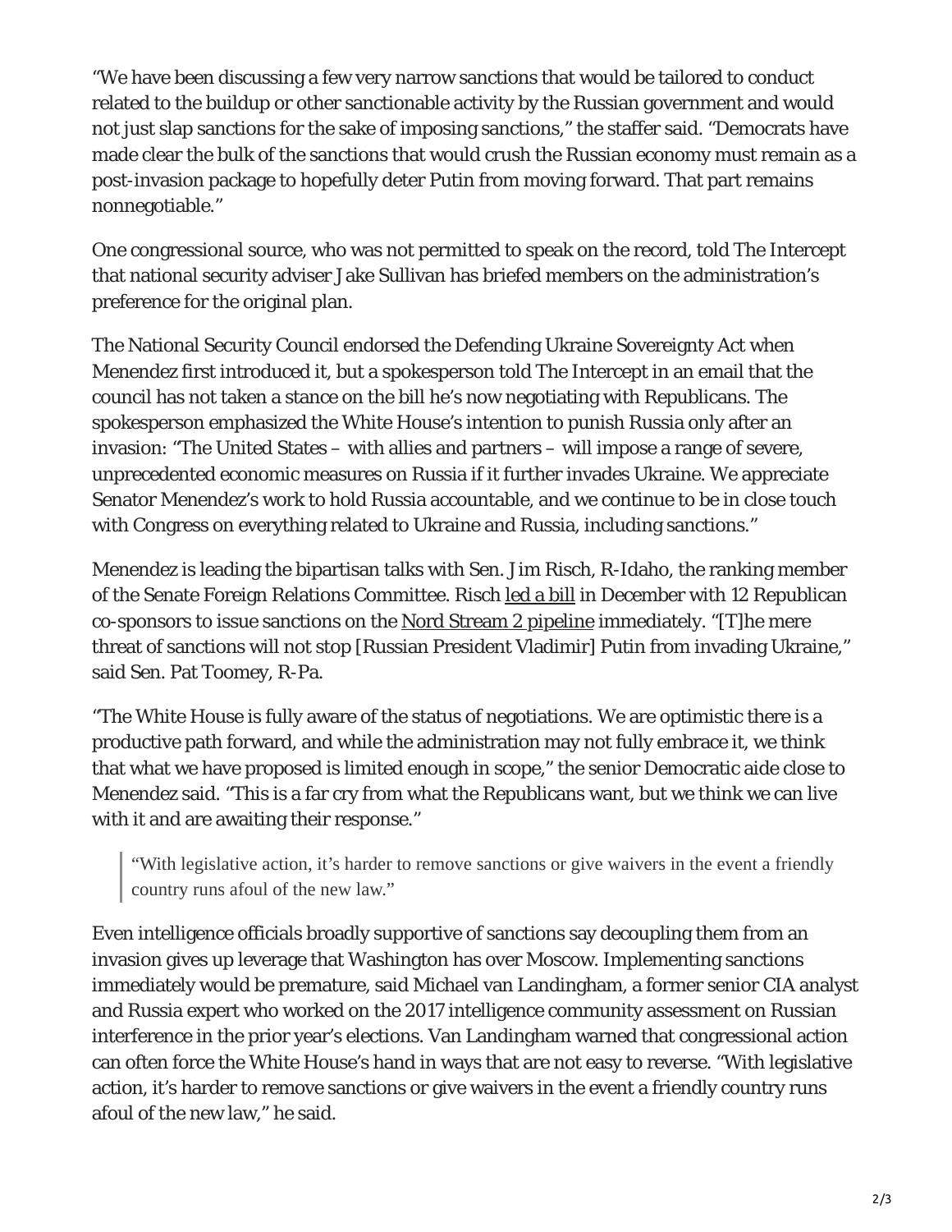"We have been discussing a few very narrow sanctions that would be tailored to conduct related to the buildup or other sanctionable activity by the Russian government and would not just slap sanctions for the sake of imposing sanctions," the staffer said. "Democrats have made clear the bulk of the sanctions that would crush the Russian economy must remain as a post-invasion package to hopefully deter Putin from moving forward. That part remains nonnegotiable."

One congressional source, who was not permitted to speak on the record, told The Intercept that national security adviser Jake Sullivan has briefed members on the administration's preference for the original plan.

The National Security Council endorsed the Defending Ukraine Sovereignty Act when Menendez first introduced it, but a spokesperson told The Intercept in an email that the council has not taken a stance on the bill he's now negotiating with Republicans. The spokesperson emphasized the White House's intention to punish Russia only after an invasion: "The United States – with allies and partners – will impose a range of severe, unprecedented economic measures on Russia if it further invades Ukraine. We appreciate Senator Menendez's work to hold Russia accountable, and we continue to be in close touch with Congress on everything related to Ukraine and Russia, including sanctions."

Menendez is leading the bipartisan talks with Sen. Jim Risch, R-Idaho, the ranking member of the Senate Foreign Relations Committee. Risch led a bill in December with 12 Republican co-sponsors to issue sanctions on the Nord Stream 2 pipeline immediately. "[T]he mere threat of sanctions will not stop [Russian President Vladimir] Putin from invading Ukraine," said Sen. Pat Toomey, R-Pa.

"The White House is fully aware of the status of negotiations. We are optimistic there is a productive path forward, and while the administration may not fully embrace it, we think that what we have proposed is limited enough in scope," the senior Democratic aide close to Menendez said. "This is a far cry from what the Republicans want, but we think we can live with it and are awaiting their response."

> "With legislative action, it's harder to remove sanctions or give waivers in the event a friendly country runs afoul of the new law."

Even intelligence officials broadly supportive of sanctions say decoupling them from an invasion gives up leverage that Washington has over Moscow. Implementing sanctions immediately would be premature, said Michael van Landingham, a former senior CIA analyst and Russia expert who worked on the 2017 intelligence community assessment on Russian interference in the prior year's elections. Van Landingham warned that congressional action can often force the White House's hand in ways that are not easy to reverse. "With legislative action, it's harder to remove sanctions or give waivers in the event a friendly country runs afoul of the new law," he said.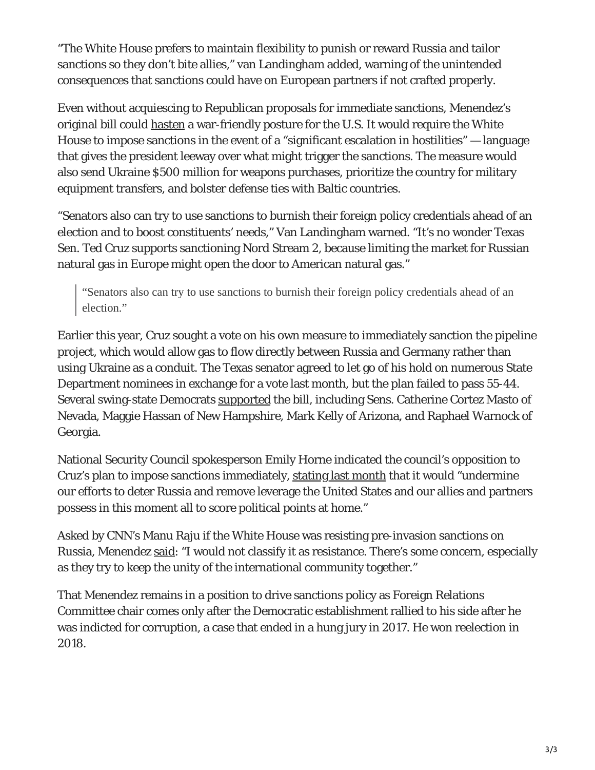"The White House prefers to maintain flexibility to punish or reward Russia and tailor sanctions so they don't bite allies," van Landingham added, warning of the unintended consequences that sanctions could have on European partners if not crafted properly.

Even without acquiescing to Republican proposals for immediate sanctions, Menendez's original bill could hasten a war-friendly posture for the U.S. It would require the White House to impose sanctions in the event of a "significant escalation in hostilities" — language that gives the president leeway over what might trigger the sanctions. The measure would also send Ukraine $500 million for weapons purchases, prioritize the country for military equipment transfers, and bolster defense ties with Baltic countries.

"Senators also can try to use sanctions to burnish their foreign policy credentials ahead of an election and to boost constituents' needs," Van Landingham warned. "It's no wonder Texas Sen. Ted Cruz supports sanctioning Nord Stream 2, because limiting the market for Russian natural gas in Europe might open the door to American natural gas."

> "Senators also can try to use sanctions to burnish their foreign policy credentials ahead of an election."

Earlier this year, Cruz sought a vote on his own measure to immediately sanction the pipeline project, which would allow gas to flow directly between Russia and Germany rather than using Ukraine as a conduit. The Texas senator agreed to let go of his hold on numerous State Department nominees in exchange for a vote last month, but the plan failed to pass 55-44. Several swing-state Democrats supported the bill, including Sens. Catherine Cortez Masto of Nevada, Maggie Hassan of New Hampshire, Mark Kelly of Arizona, and Raphael Warnock of Georgia.

National Security Council spokesperson Emily Horne indicated the council's opposition to Cruz's plan to impose sanctions immediately, stating last month that it would "undermine our efforts to deter Russia and remove leverage the United States and our allies and partners possess in this moment all to score political points at home."

Asked by CNN's Manu Raju if the White House was resisting pre-invasion sanctions on Russia, Menendez said: "I would not classify it as resistance. There's some concern, especially as they try to keep the unity of the international community together."

That Menendez remains in a position to drive sanctions policy as Foreign Relations Committee chair comes only after the Democratic establishment rallied to his side after he was indicted for corruption, a case that ended in a hung jury in 2017. He won reelection in 2018.